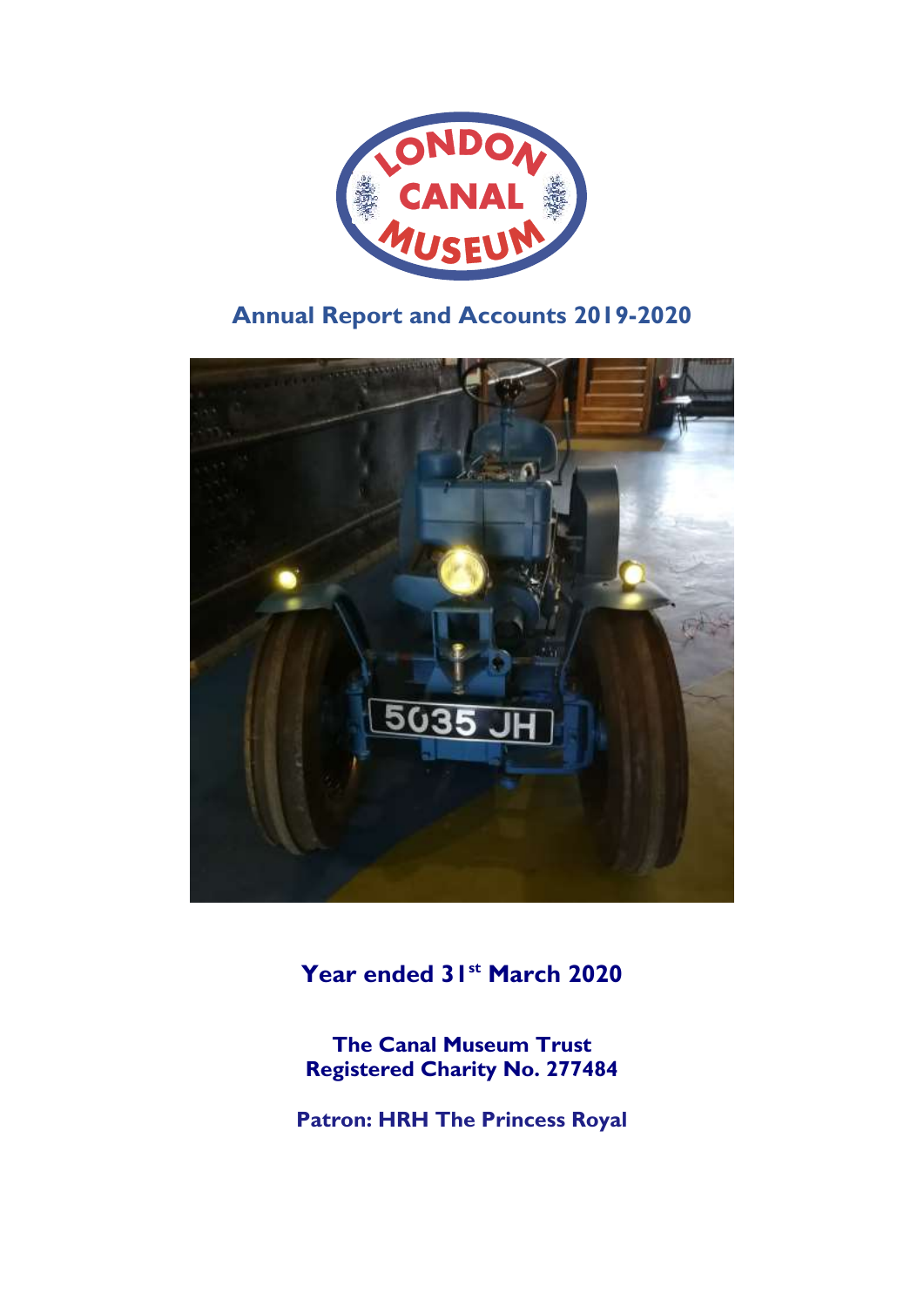# Annual Report and Accounts 2019-2020

**Year ended 31st March 2020**

**The Canal Museum Trust**
**Registered Charity No. 277484**

**Patron: HRH The Princess Royal**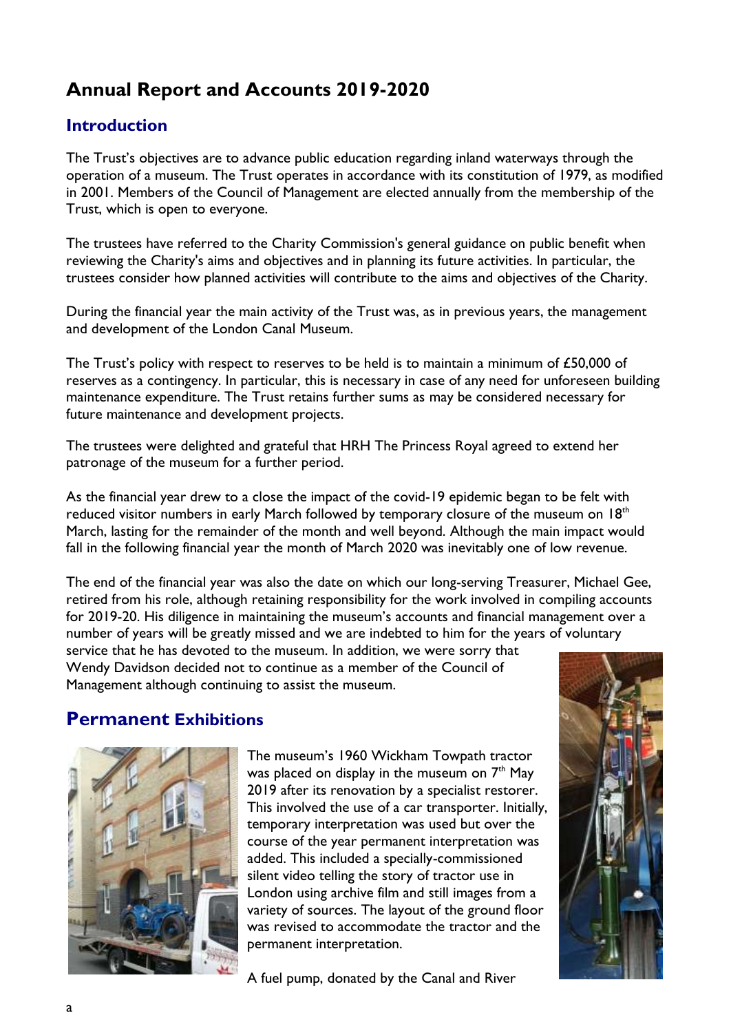# Annual Report and Accounts 2019-2020

## Introduction

The Trust's objectives are to advance public education regarding inland waterways through the operation of a museum. The Trust operates in accordance with its constitution of 1979, as modified in 2001. Members of the Council of Management are elected annually from the membership of the Trust, which is open to everyone.

The trustees have referred to the Charity Commission's general guidance on public benefit when reviewing the Charity's aims and objectives and in planning its future activities. In particular, the trustees consider how planned activities will contribute to the aims and objectives of the Charity.

During the financial year the main activity of the Trust was, as in previous years, the management and development of the London Canal Museum.

The Trust's policy with respect to reserves to be held is to maintain a minimum of £50,000 of reserves as a contingency. In particular, this is necessary in case of any need for unforeseen building maintenance expenditure. The Trust retains further sums as may be considered necessary for future maintenance and development projects.

The trustees were delighted and grateful that HRH The Princess Royal agreed to extend her patronage of the museum for a further period.

As the financial year drew to a close the impact of the covid-19 epidemic began to be felt with reduced visitor numbers in early March followed by temporary closure of the museum on 18th March, lasting for the remainder of the month and well beyond. Although the main impact would fall in the following financial year the month of March 2020 was inevitably one of low revenue.

The end of the financial year was also the date on which our long-serving Treasurer, Michael Gee, retired from his role, although retaining responsibility for the work involved in compiling accounts for 2019-20. His diligence in maintaining the museum's accounts and financial management over a number of years will be greatly missed and we are indebted to him for the years of voluntary service that he has devoted to the museum. In addition, we were sorry that Wendy Davidson decided not to continue as a member of the Council of Management although continuing to assist the museum.

## Permanent Exhibitions

The museum's 1960 Wickham Towpath tractor was placed on display in the museum on 7th May 2019 after its renovation by a specialist restorer. This involved the use of a car transporter. Initially, temporary interpretation was used but over the course of the year permanent interpretation was added. This included a specially-commissioned silent video telling the story of tractor use in London using archive film and still images from a variety of sources. The layout of the ground floor was revised to accommodate the tractor and the permanent interpretation.

A fuel pump, donated by the Canal and River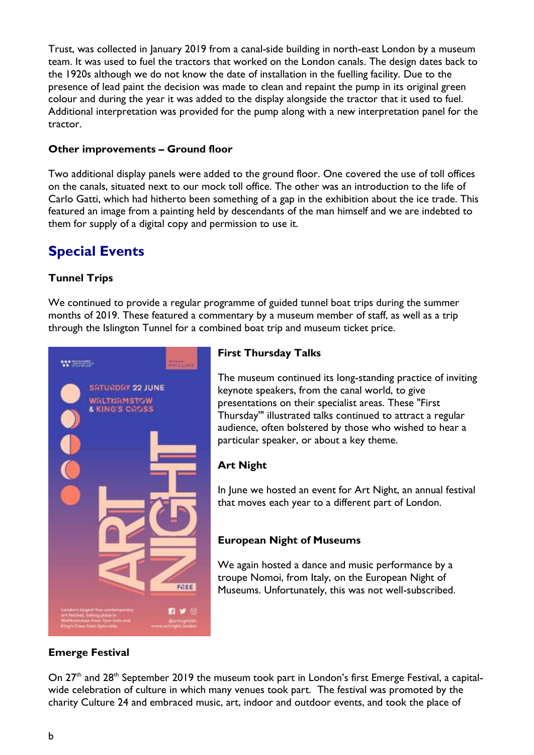Trust, was collected in January 2019 from a canal-side building in north-east London by a museum team. It was used to fuel the tractors that worked on the London canals. The design dates back to the 1920s although we do not know the date of installation in the fuelling facility. Due to the presence of lead paint the decision was made to clean and repaint the pump in its original green colour and during the year it was added to the display alongside the tractor that it used to fuel. Additional interpretation was provided for the pump along with a new interpretation panel for the tractor.

### Other improvements – Ground floor

Two additional display panels were added to the ground floor. One covered the use of toll offices on the canals, situated next to our mock toll office. The other was an introduction to the life of Carlo Gatti, which had hitherto been something of a gap in the exhibition about the ice trade. This featured an image from a painting held by descendants of the man himself and we are indebted to them for supply of a digital copy and permission to use it.

## Special Events

### Tunnel Trips

We continued to provide a regular programme of guided tunnel boat trips during the summer months of 2019. These featured a commentary by a museum member of staff, as well as a trip through the Islington Tunnel for a combined boat trip and museum ticket price.

### First Thursday Talks

The museum continued its long-standing practice of inviting keynote speakers, from the canal world, to give presentations on their specialist areas. These "First Thursday'" illustrated talks continued to attract a regular audience, often bolstered by those who wished to hear a particular speaker, or about a key theme.

### Art Night

In June we hosted an event for Art Night, an annual festival that moves each year to a different part of London.

### European Night of Museums

We again hosted a dance and music performance by a troupe Nomoi, from Italy, on the European Night of Museums. Unfortunately, this was not well-subscribed.

### Emerge Festival

On 27th and 28th September 2019 the museum took part in London's first Emerge Festival, a capital-wide celebration of culture in which many venues took part. The festival was promoted by the charity Culture 24 and embraced music, art, indoor and outdoor events, and took the place of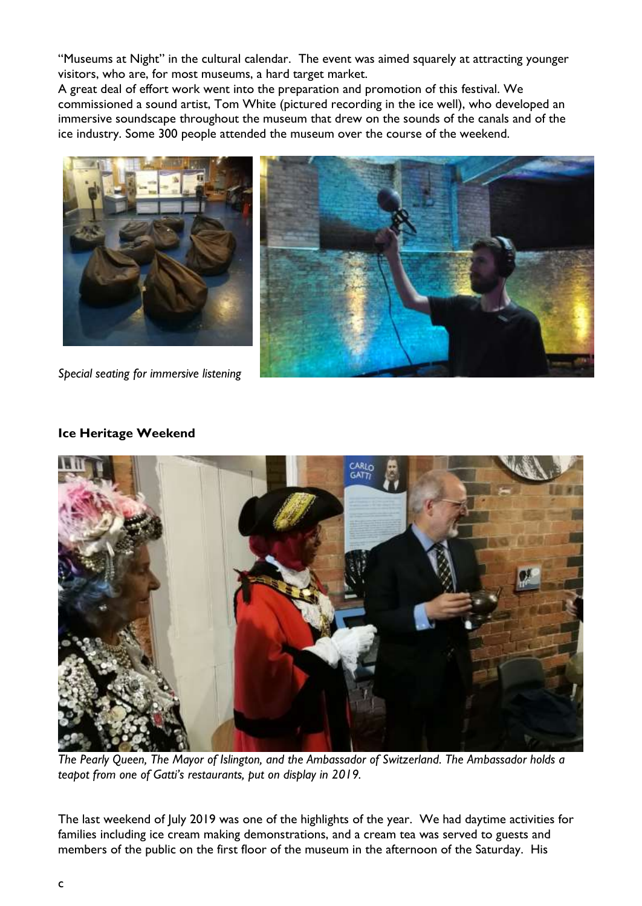"Museums at Night" in the cultural calendar. The event was aimed squarely at attracting younger visitors, who are, for most museums, a hard target market.
A great deal of effort work went into the preparation and promotion of this festival. We commissioned a sound artist, Tom White (pictured recording in the ice well), who developed an immersive soundscape throughout the museum that drew on the sounds of the canals and of the ice industry. Some 300 people attended the museum over the course of the weekend.

*Special seating for immersive listening*

## Ice Heritage Weekend

*The Pearly Queen, The Mayor of Islington, and the Ambassador of Switzerland. The Ambassador holds a teapot from one of Gatti's restaurants, put on display in 2019.*

The last weekend of July 2019 was one of the highlights of the year. We had daytime activities for families including ice cream making demonstrations, and a cream tea was served to guests and members of the public on the first floor of the museum in the afternoon of the Saturday. His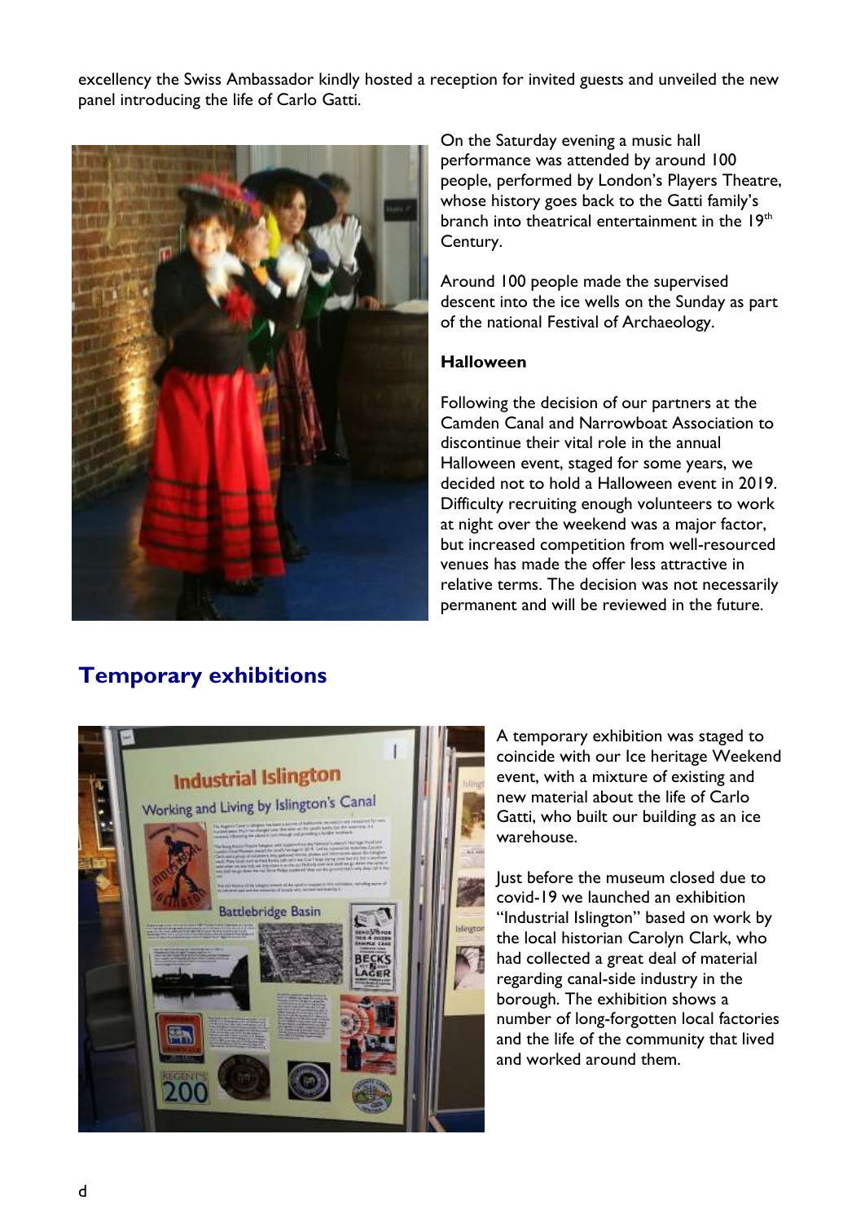excellency the Swiss Ambassador kindly hosted a reception for invited guests and unveiled the new panel introducing the life of Carlo Gatti.

On the Saturday evening a music hall performance was attended by around 100 people, performed by London's Players Theatre, whose history goes back to the Gatti family's branch into theatrical entertainment in the 19th Century.

Around 100 people made the supervised descent into the ice wells on the Sunday as part of the national Festival of Archaeology.

**Halloween**

Following the decision of our partners at the Camden Canal and Narrowboat Association to discontinue their vital role in the annual Halloween event, staged for some years, we decided not to hold a Halloween event in 2019. Difficulty recruiting enough volunteers to work at night over the weekend was a major factor, but increased competition from well-resourced venues has made the offer less attractive in relative terms. The decision was not necessarily permanent and will be reviewed in the future.

## Temporary exhibitions

A temporary exhibition was staged to coincide with our Ice heritage Weekend event, with a mixture of existing and new material about the life of Carlo Gatti, who built our building as an ice warehouse.

Just before the museum closed due to covid-19 we launched an exhibition "Industrial Islington" based on work by the local historian Carolyn Clark, who had collected a great deal of material regarding canal-side industry in the borough. The exhibition shows a number of long-forgotten local factories and the life of the community that lived and worked around them.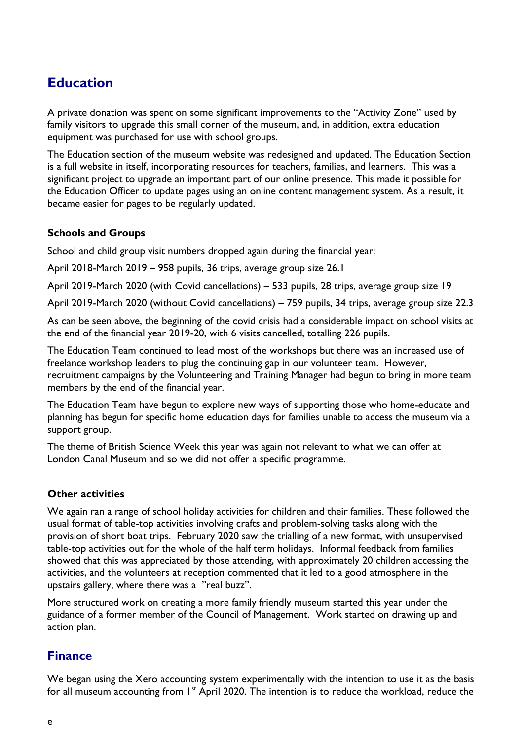## Education

A private donation was spent on some significant improvements to the "Activity Zone" used by family visitors to upgrade this small corner of the museum, and, in addition, extra education equipment was purchased for use with school groups.

The Education section of the museum website was redesigned and updated. The Education Section is a full website in itself, incorporating resources for teachers, families, and learners. This was a significant project to upgrade an important part of our online presence. This made it possible for the Education Officer to update pages using an online content management system. As a result, it became easier for pages to be regularly updated.

### Schools and Groups

School and child group visit numbers dropped again during the financial year:

April 2018-March 2019 – 958 pupils, 36 trips, average group size 26.1

April 2019-March 2020 (with Covid cancellations) – 533 pupils, 28 trips, average group size 19

April 2019-March 2020 (without Covid cancellations) – 759 pupils, 34 trips, average group size 22.3

As can be seen above, the beginning of the covid crisis had a considerable impact on school visits at the end of the financial year 2019-20, with 6 visits cancelled, totalling 226 pupils.

The Education Team continued to lead most of the workshops but there was an increased use of freelance workshop leaders to plug the continuing gap in our volunteer team. However, recruitment campaigns by the Volunteering and Training Manager had begun to bring in more team members by the end of the financial year.

The Education Team have begun to explore new ways of supporting those who home-educate and planning has begun for specific home education days for families unable to access the museum via a support group.

The theme of British Science Week this year was again not relevant to what we can offer at London Canal Museum and so we did not offer a specific programme.

### Other activities

We again ran a range of school holiday activities for children and their families. These followed the usual format of table-top activities involving crafts and problem-solving tasks along with the provision of short boat trips. February 2020 saw the trialling of a new format, with unsupervised table-top activities out for the whole of the half term holidays. Informal feedback from families showed that this was appreciated by those attending, with approximately 20 children accessing the activities, and the volunteers at reception commented that it led to a good atmosphere in the upstairs gallery, where there was a "real buzz".

More structured work on creating a more family friendly museum started this year under the guidance of a former member of the Council of Management. Work started on drawing up and action plan.

## Finance

We began using the Xero accounting system experimentally with the intention to use it as the basis for all museum accounting from 1st April 2020. The intention is to reduce the workload, reduce the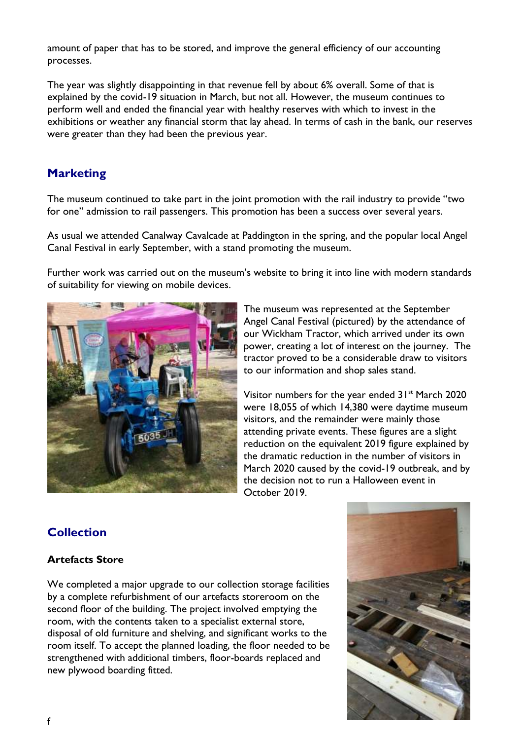amount of paper that has to be stored, and improve the general efficiency of our accounting processes.

The year was slightly disappointing in that revenue fell by about 6% overall. Some of that is explained by the covid-19 situation in March, but not all. However, the museum continues to perform well and ended the financial year with healthy reserves with which to invest in the exhibitions or weather any financial storm that lay ahead. In terms of cash in the bank, our reserves were greater than they had been the previous year.

## Marketing

The museum continued to take part in the joint promotion with the rail industry to provide "two for one" admission to rail passengers. This promotion has been a success over several years.

As usual we attended Canalway Cavalcade at Paddington in the spring, and the popular local Angel Canal Festival in early September, with a stand promoting the museum.

Further work was carried out on the museum's website to bring it into line with modern standards of suitability for viewing on mobile devices.

The museum was represented at the September Angel Canal Festival (pictured) by the attendance of our Wickham Tractor, which arrived under its own power, creating a lot of interest on the journey. The tractor proved to be a considerable draw to visitors to our information and shop sales stand.

Visitor numbers for the year ended 31st March 2020 were 18,055 of which 14,380 were daytime museum visitors, and the remainder were mainly those attending private events. These figures are a slight reduction on the equivalent 2019 figure explained by the dramatic reduction in the number of visitors in March 2020 caused by the covid-19 outbreak, and by the decision not to run a Halloween event in October 2019.

## Collection

### Artefacts Store

We completed a major upgrade to our collection storage facilities by a complete refurbishment of our artefacts storeroom on the second floor of the building. The project involved emptying the room, with the contents taken to a specialist external store, disposal of old furniture and shelving, and significant works to the room itself. To accept the planned loading, the floor needed to be strengthened with additional timbers, floor-boards replaced and new plywood boarding fitted.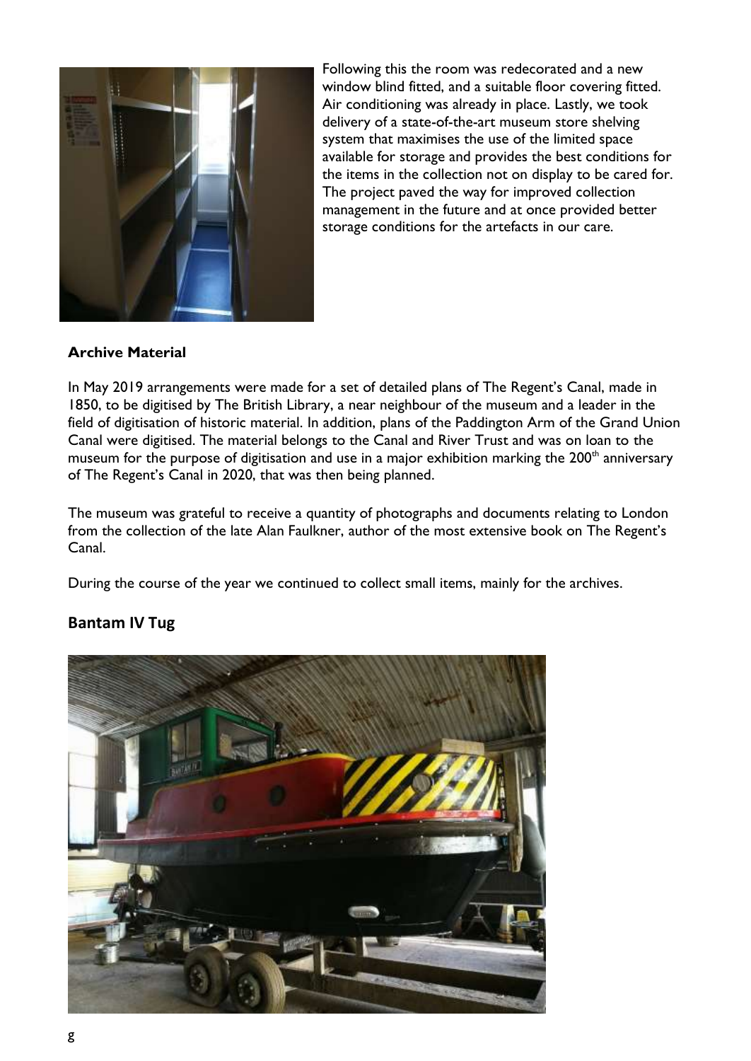Following this the room was redecorated and a new window blind fitted, and a suitable floor covering fitted. Air conditioning was already in place. Lastly, we took delivery of a state-of-the-art museum store shelving system that maximises the use of the limited space available for storage and provides the best conditions for the items in the collection not on display to be cared for. The project paved the way for improved collection management in the future and at once provided better storage conditions for the artefacts in our care.

**Archive Material**

In May 2019 arrangements were made for a set of detailed plans of The Regent's Canal, made in 1850, to be digitised by The British Library, a near neighbour of the museum and a leader in the field of digitisation of historic material. In addition, plans of the Paddington Arm of the Grand Union Canal were digitised. The material belongs to the Canal and River Trust and was on loan to the museum for the purpose of digitisation and use in a major exhibition marking the 200th anniversary of The Regent's Canal in 2020, that was then being planned.

The museum was grateful to receive a quantity of photographs and documents relating to London from the collection of the late Alan Faulkner, author of the most extensive book on The Regent's Canal.

During the course of the year we continued to collect small items, mainly for the archives.

## Bantam IV Tug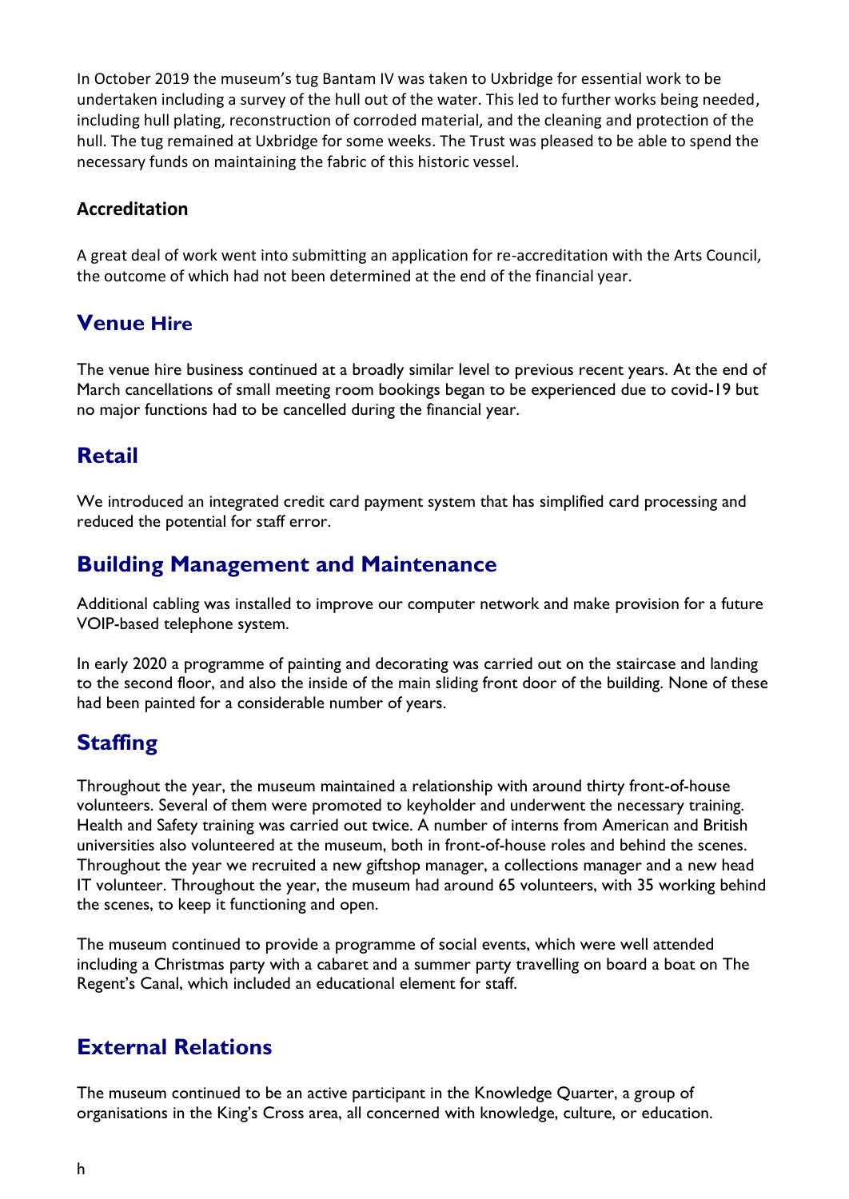In October 2019 the museum's tug Bantam IV was taken to Uxbridge for essential work to be undertaken including a survey of the hull out of the water. This led to further works being needed, including hull plating, reconstruction of corroded material, and the cleaning and protection of the hull. The tug remained at Uxbridge for some weeks. The Trust was pleased to be able to spend the necessary funds on maintaining the fabric of this historic vessel.

### Accreditation

A great deal of work went into submitting an application for re-accreditation with the Arts Council, the outcome of which had not been determined at the end of the financial year.

## Venue Hire

The venue hire business continued at a broadly similar level to previous recent years. At the end of March cancellations of small meeting room bookings began to be experienced due to covid-19 but no major functions had to be cancelled during the financial year.

## Retail

We introduced an integrated credit card payment system that has simplified card processing and reduced the potential for staff error.

## Building Management and Maintenance

Additional cabling was installed to improve our computer network and make provision for a future VOIP-based telephone system.

In early 2020 a programme of painting and decorating was carried out on the staircase and landing to the second floor, and also the inside of the main sliding front door of the building. None of these had been painted for a considerable number of years.

## Staffing

Throughout the year, the museum maintained a relationship with around thirty front-of-house volunteers. Several of them were promoted to keyholder and underwent the necessary training. Health and Safety training was carried out twice. A number of interns from American and British universities also volunteered at the museum, both in front-of-house roles and behind the scenes. Throughout the year we recruited a new giftshop manager, a collections manager and a new head IT volunteer. Throughout the year, the museum had around 65 volunteers, with 35 working behind the scenes, to keep it functioning and open.

The museum continued to provide a programme of social events, which were well attended including a Christmas party with a cabaret and a summer party travelling on board a boat on The Regent's Canal, which included an educational element for staff.

## External Relations

The museum continued to be an active participant in the Knowledge Quarter, a group of organisations in the King's Cross area, all concerned with knowledge, culture, or education.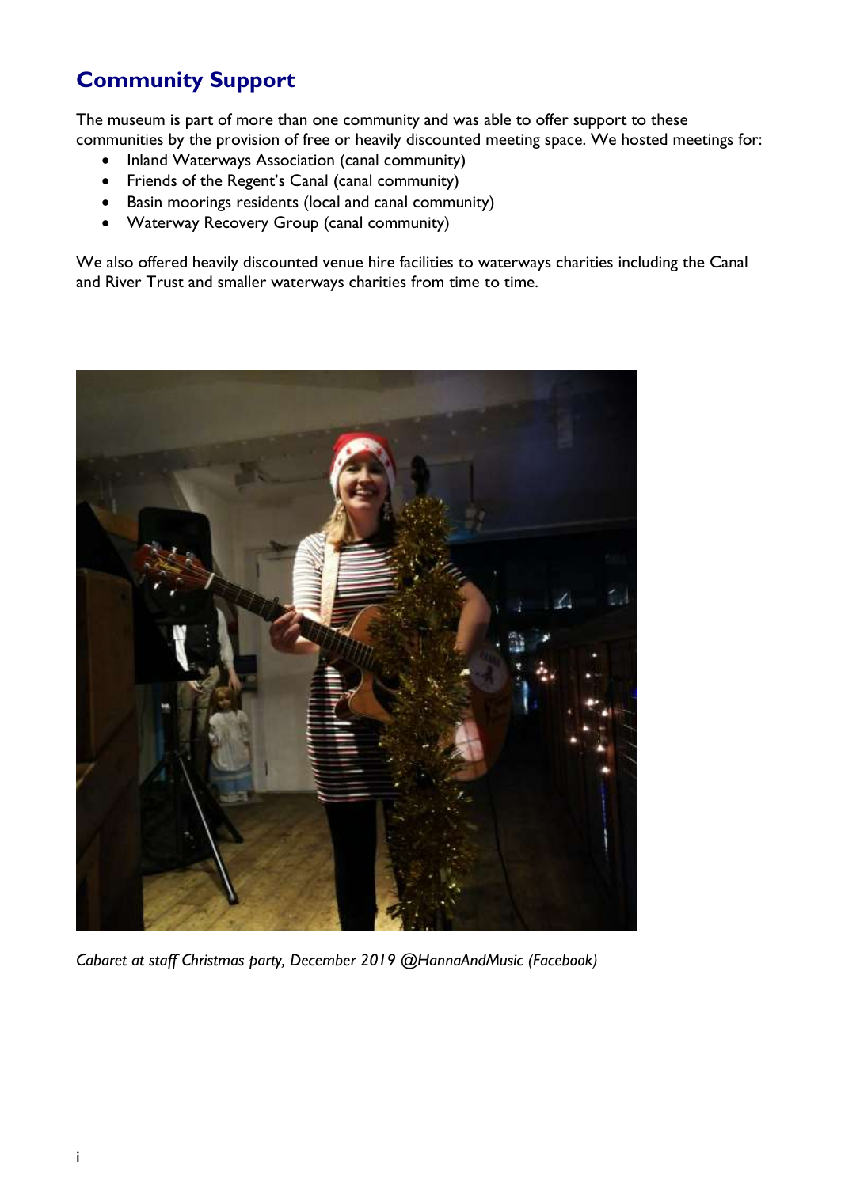## Community Support

The museum is part of more than one community and was able to offer support to these communities by the provision of free or heavily discounted meeting space. We hosted meetings for:

- Inland Waterways Association (canal community)
- Friends of the Regent's Canal (canal community)
- Basin moorings residents (local and canal community)
- Waterway Recovery Group (canal community)

We also offered heavily discounted venue hire facilities to waterways charities including the Canal and River Trust and smaller waterways charities from time to time.

*Cabaret at staff Christmas party, December 2019 @HannaAndMusic (Facebook)*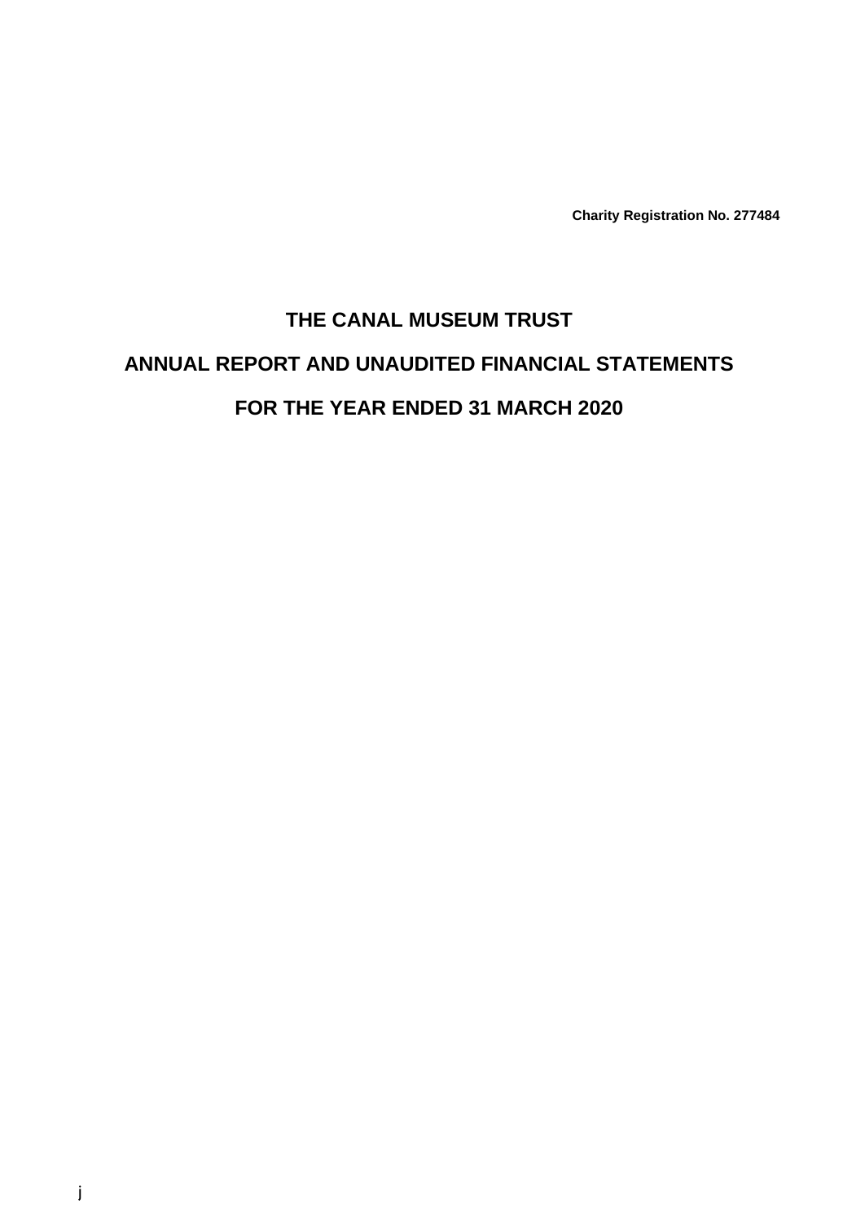**Charity Registration No. 277484**

# THE CANAL MUSEUM TRUST

## ANNUAL REPORT AND UNAUDITED FINANCIAL STATEMENTS

## FOR THE YEAR ENDED 31 MARCH 2020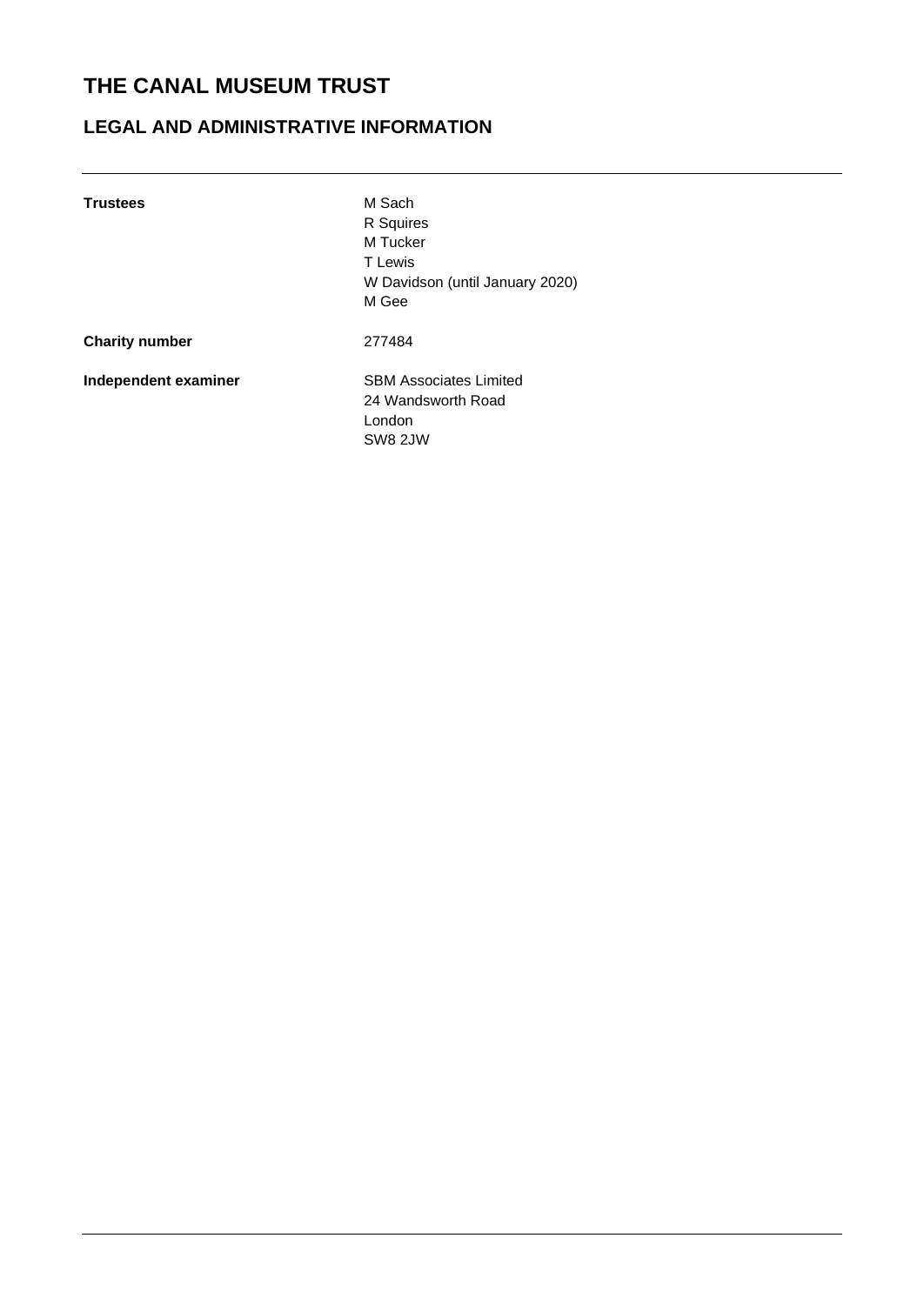# THE CANAL MUSEUM TRUST

## LEGAL AND ADMINISTRATIVE INFORMATION

| | |
|---|---|
| **Trustees** | M Sach<br>R Squires<br>M Tucker<br>T Lewis<br>W Davidson (until January 2020)<br>M Gee |
| **Charity number** | 277484 |
| **Independent examiner** | SBM Associates Limited<br>24 Wandsworth Road<br>London<br>SW8 2JW |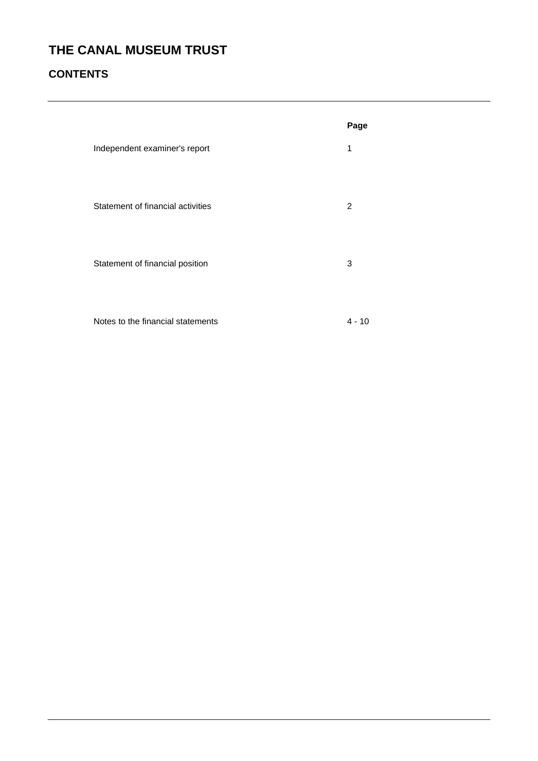# THE CANAL MUSEUM TRUST

## CONTENTS

| | Page |
|---|---|
| Independent examiner's report | 1 |
| Statement of financial activities | 2 |
| Statement of financial position | 3 |
| Notes to the financial statements | 4 - 10 |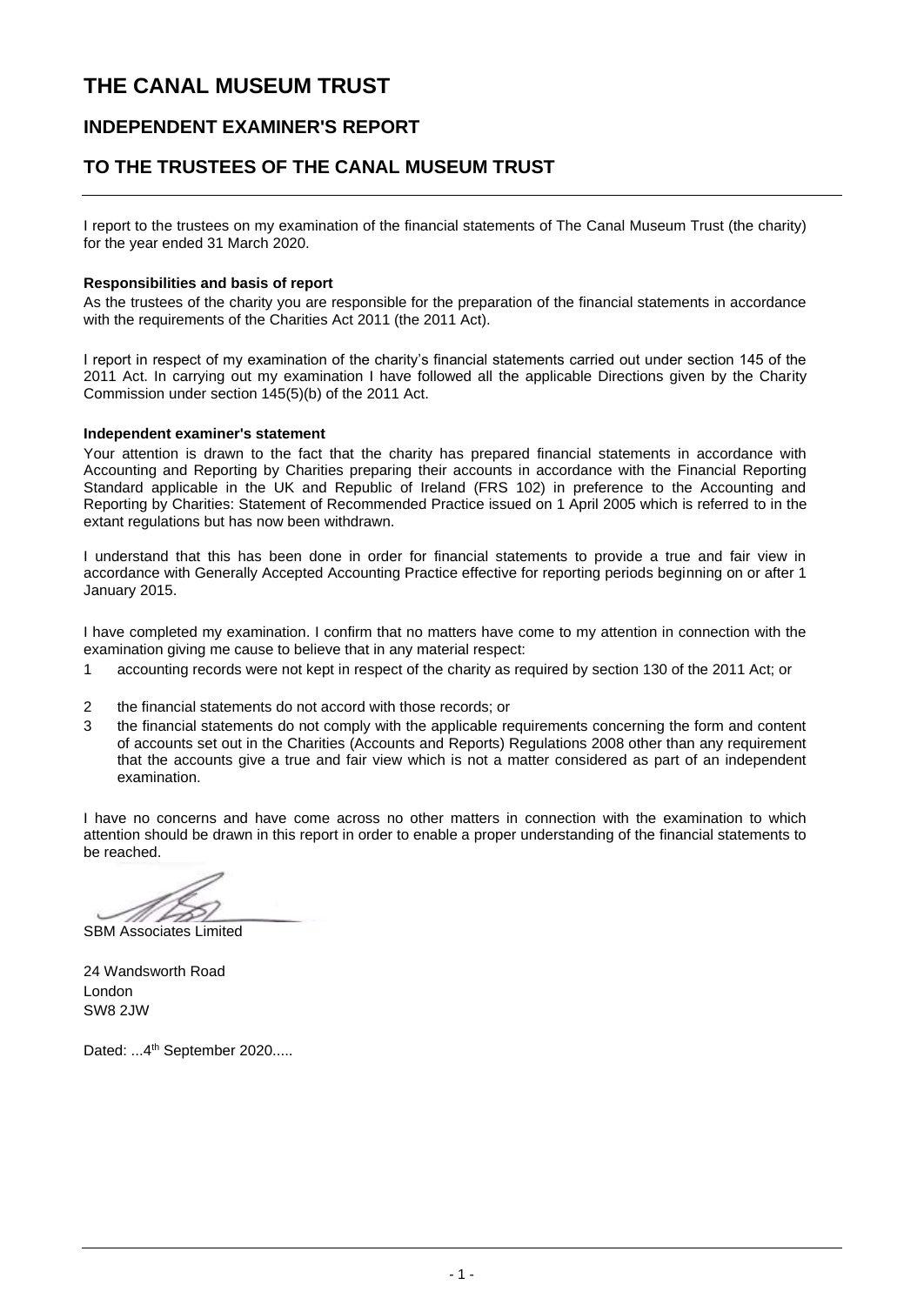# THE CANAL MUSEUM TRUST

## INDEPENDENT EXAMINER'S REPORT

## TO THE TRUSTEES OF THE CANAL MUSEUM TRUST

I report to the trustees on my examination of the financial statements of The Canal Museum Trust (the charity) for the year ended 31 March 2020.

**Responsibilities and basis of report**

As the trustees of the charity you are responsible for the preparation of the financial statements in accordance with the requirements of the Charities Act 2011 (the 2011 Act).

I report in respect of my examination of the charity's financial statements carried out under section 145 of the 2011 Act. In carrying out my examination I have followed all the applicable Directions given by the Charity Commission under section 145(5)(b) of the 2011 Act.

**Independent examiner's statement**

Your attention is drawn to the fact that the charity has prepared financial statements in accordance with Accounting and Reporting by Charities preparing their accounts in accordance with the Financial Reporting Standard applicable in the UK and Republic of Ireland (FRS 102) in preference to the Accounting and Reporting by Charities: Statement of Recommended Practice issued on 1 April 2005 which is referred to in the extant regulations but has now been withdrawn.

I understand that this has been done in order for financial statements to provide a true and fair view in accordance with Generally Accepted Accounting Practice effective for reporting periods beginning on or after 1 January 2015.

I have completed my examination. I confirm that no matters have come to my attention in connection with the examination giving me cause to believe that in any material respect:

1. accounting records were not kept in respect of the charity as required by section 130 of the 2011 Act; or
2. the financial statements do not accord with those records; or
3. the financial statements do not comply with the applicable requirements concerning the form and content of accounts set out in the Charities (Accounts and Reports) Regulations 2008 other than any requirement that the accounts give a true and fair view which is not a matter considered as part of an independent examination.

I have no concerns and have come across no other matters in connection with the examination to which attention should be drawn in this report in order to enable a proper understanding of the financial statements to be reached.

SBM Associates Limited

24 Wandsworth Road
London
SW8 2JW

Dated: ...4th September 2020.....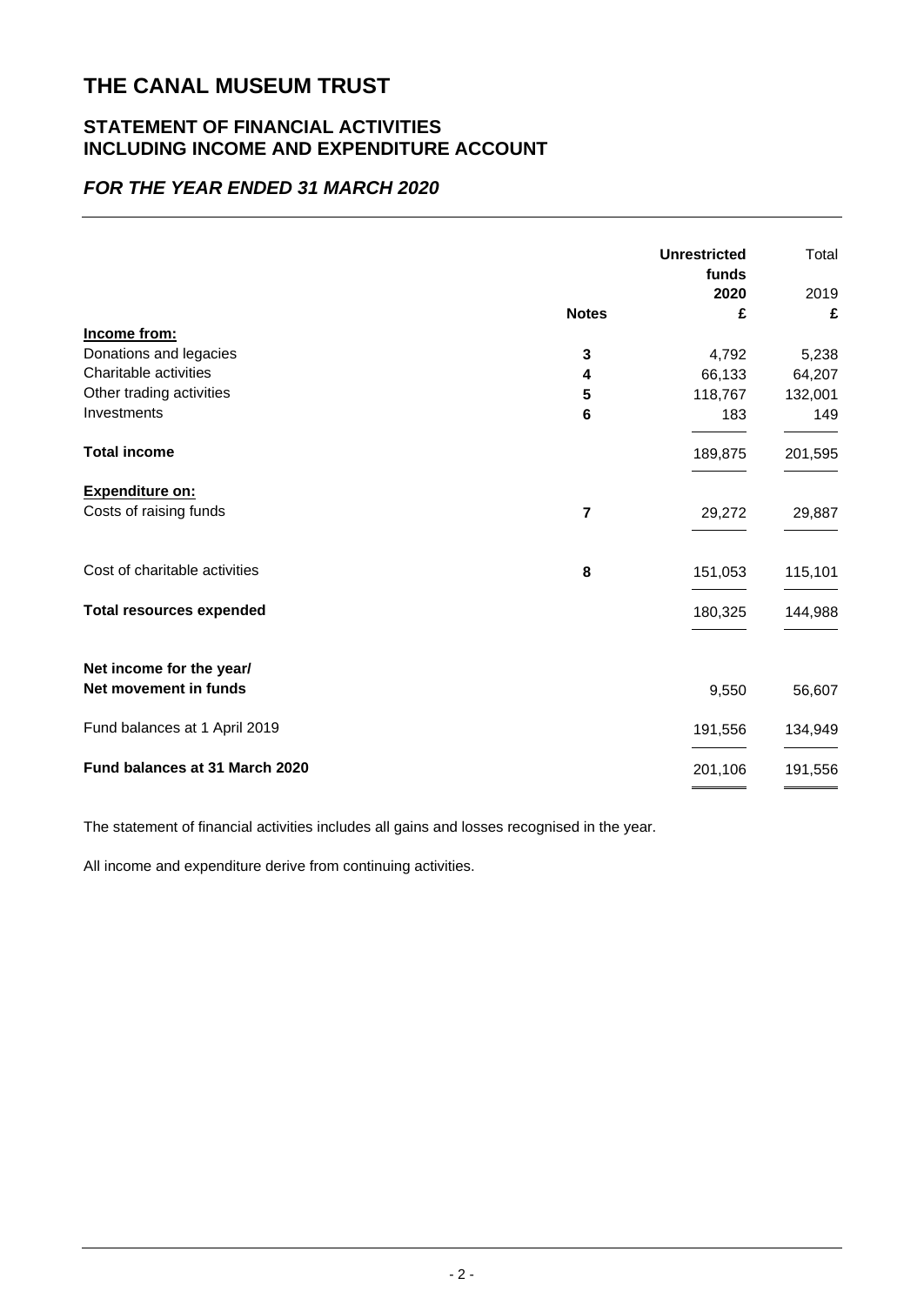# THE CANAL MUSEUM TRUST

## STATEMENT OF FINANCIAL ACTIVITIES INCLUDING INCOME AND EXPENDITURE ACCOUNT

### *FOR THE YEAR ENDED 31 MARCH 2020*

| | Notes | **Unrestricted funds 2020 £** | Total 2019 £ |
|---|---|---|---|
| **Income from:** | | | |
| Donations and legacies | **3** | 4,792 | 5,238 |
| Charitable activities | **4** | 66,133 | 64,207 |
| Other trading activities | **5** | 118,767 | 132,001 |
| Investments | **6** | 183 | 149 |
| **Total income** | | 189,875 | 201,595 |
| **Expenditure on:** | | | |
| Costs of raising funds | **7** | 29,272 | 29,887 |
| Cost of charitable activities | **8** | 151,053 | 115,101 |
| **Total resources expended** | | 180,325 | 144,988 |
| **Net income for the year/ Net movement in funds** | | 9,550 | 56,607 |
| Fund balances at 1 April 2019 | | 191,556 | 134,949 |
| **Fund balances at 31 March 2020** | | 201,106 | 191,556 |

The statement of financial activities includes all gains and losses recognised in the year.

All income and expenditure derive from continuing activities.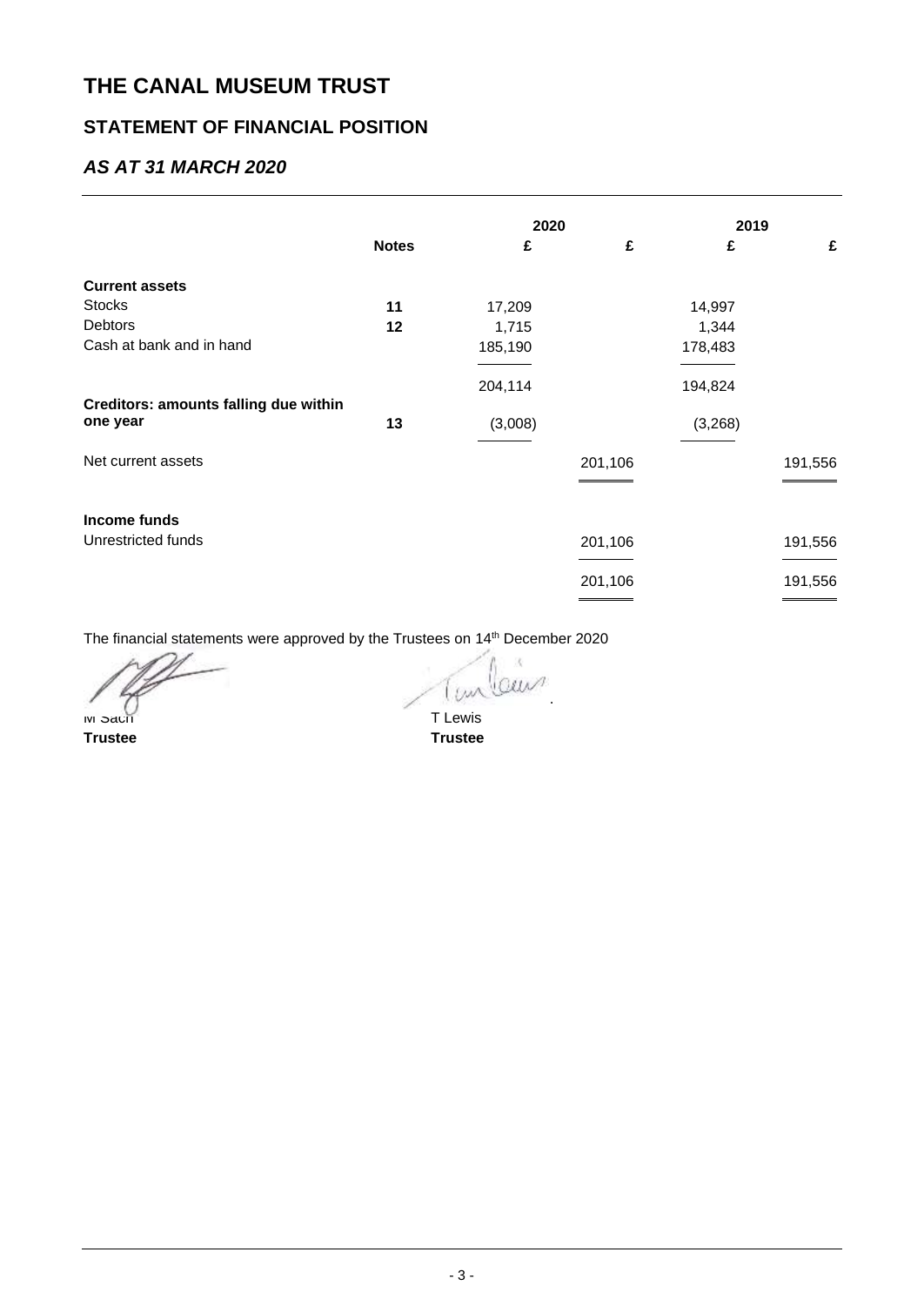# THE CANAL MUSEUM TRUST

## STATEMENT OF FINANCIAL POSITION

### *AS AT 31 MARCH 2020*

| | Notes | 2020 £ | 2020 £ | 2019 £ | 2019 £ |
|---|---|---|---|---|---|
| **Current assets** | | | | | |
| Stocks | **11** | 17,209 | | 14,997 | |
| Debtors | **12** | 1,715 | | 1,344 | |
| Cash at bank and in hand | | 185,190 | | 178,483 | |
| | | 204,114 | | 194,824 | |
| **Creditors: amounts falling due within one year** | **13** | (3,008) | | (3,268) | |
| Net current assets | | | 201,106 | | 191,556 |
| **Income funds** | | | | | |
| Unrestricted funds | | | 201,106 | | 191,556 |
| | | | 201,106 | | 191,556 |

The financial statements were approved by the Trustees on 14th December 2020

M Sach
**Trustee**

T Lewis
**Trustee**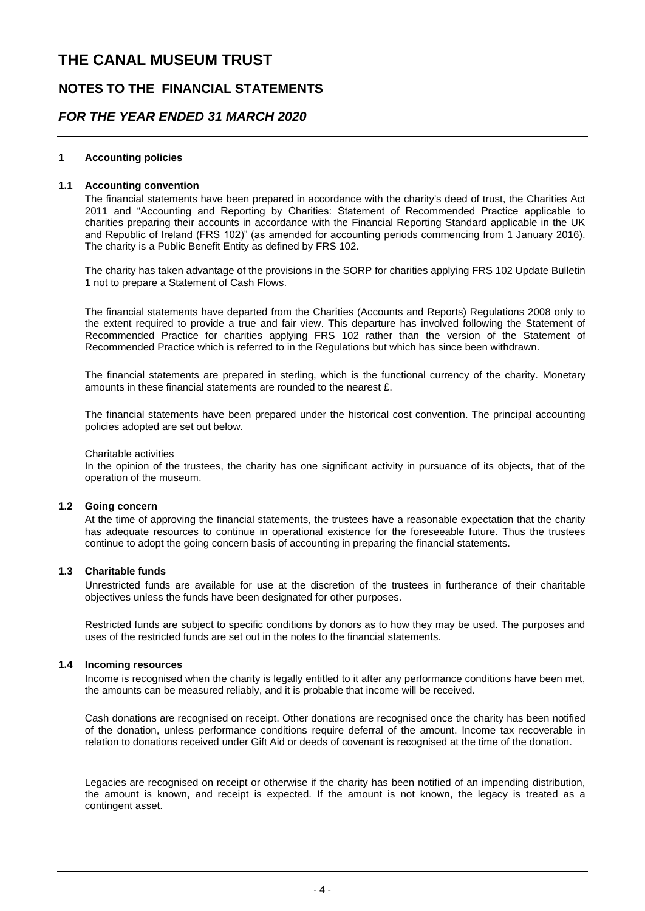# THE CANAL MUSEUM TRUST

## NOTES TO THE FINANCIAL STATEMENTS

## *FOR THE YEAR ENDED 31 MARCH 2020*

### 1 Accounting policies

#### 1.1 Accounting convention

The financial statements have been prepared in accordance with the charity's deed of trust, the Charities Act 2011 and "Accounting and Reporting by Charities: Statement of Recommended Practice applicable to charities preparing their accounts in accordance with the Financial Reporting Standard applicable in the UK and Republic of Ireland (FRS 102)" (as amended for accounting periods commencing from 1 January 2016). The charity is a Public Benefit Entity as defined by FRS 102.

The charity has taken advantage of the provisions in the SORP for charities applying FRS 102 Update Bulletin 1 not to prepare a Statement of Cash Flows.

The financial statements have departed from the Charities (Accounts and Reports) Regulations 2008 only to the extent required to provide a true and fair view. This departure has involved following the Statement of Recommended Practice for charities applying FRS 102 rather than the version of the Statement of Recommended Practice which is referred to in the Regulations but which has since been withdrawn.

The financial statements are prepared in sterling, which is the functional currency of the charity. Monetary amounts in these financial statements are rounded to the nearest £.

The financial statements have been prepared under the historical cost convention. The principal accounting policies adopted are set out below.

Charitable activities

In the opinion of the trustees, the charity has one significant activity in pursuance of its objects, that of the operation of the museum.

#### 1.2 Going concern

At the time of approving the financial statements, the trustees have a reasonable expectation that the charity has adequate resources to continue in operational existence for the foreseeable future. Thus the trustees continue to adopt the going concern basis of accounting in preparing the financial statements.

#### 1.3 Charitable funds

Unrestricted funds are available for use at the discretion of the trustees in furtherance of their charitable objectives unless the funds have been designated for other purposes.

Restricted funds are subject to specific conditions by donors as to how they may be used. The purposes and uses of the restricted funds are set out in the notes to the financial statements.

#### 1.4 Incoming resources

Income is recognised when the charity is legally entitled to it after any performance conditions have been met, the amounts can be measured reliably, and it is probable that income will be received.

Cash donations are recognised on receipt. Other donations are recognised once the charity has been notified of the donation, unless performance conditions require deferral of the amount. Income tax recoverable in relation to donations received under Gift Aid or deeds of covenant is recognised at the time of the donation.

Legacies are recognised on receipt or otherwise if the charity has been notified of an impending distribution, the amount is known, and receipt is expected. If the amount is not known, the legacy is treated as a contingent asset.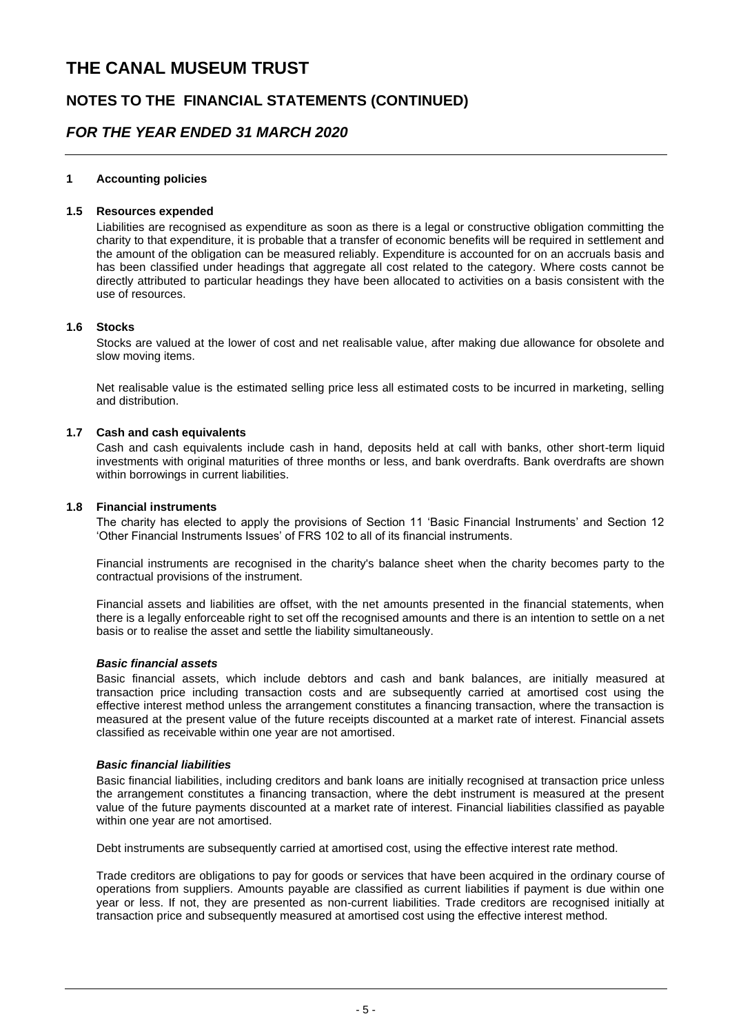# THE CANAL MUSEUM TRUST

## NOTES TO THE FINANCIAL STATEMENTS (CONTINUED)

## *FOR THE YEAR ENDED 31 MARCH 2020*

### 1 Accounting policies

#### 1.5 Resources expended

Liabilities are recognised as expenditure as soon as there is a legal or constructive obligation committing the charity to that expenditure, it is probable that a transfer of economic benefits will be required in settlement and the amount of the obligation can be measured reliably. Expenditure is accounted for on an accruals basis and has been classified under headings that aggregate all cost related to the category. Where costs cannot be directly attributed to particular headings they have been allocated to activities on a basis consistent with the use of resources.

#### 1.6 Stocks

Stocks are valued at the lower of cost and net realisable value, after making due allowance for obsolete and slow moving items.

Net realisable value is the estimated selling price less all estimated costs to be incurred in marketing, selling and distribution.

#### 1.7 Cash and cash equivalents

Cash and cash equivalents include cash in hand, deposits held at call with banks, other short-term liquid investments with original maturities of three months or less, and bank overdrafts. Bank overdrafts are shown within borrowings in current liabilities.

#### 1.8 Financial instruments

The charity has elected to apply the provisions of Section 11 'Basic Financial Instruments' and Section 12 'Other Financial Instruments Issues' of FRS 102 to all of its financial instruments.

Financial instruments are recognised in the charity's balance sheet when the charity becomes party to the contractual provisions of the instrument.

Financial assets and liabilities are offset, with the net amounts presented in the financial statements, when there is a legally enforceable right to set off the recognised amounts and there is an intention to settle on a net basis or to realise the asset and settle the liability simultaneously.

***Basic financial assets***

Basic financial assets, which include debtors and cash and bank balances, are initially measured at transaction price including transaction costs and are subsequently carried at amortised cost using the effective interest method unless the arrangement constitutes a financing transaction, where the transaction is measured at the present value of the future receipts discounted at a market rate of interest. Financial assets classified as receivable within one year are not amortised.

***Basic financial liabilities***

Basic financial liabilities, including creditors and bank loans are initially recognised at transaction price unless the arrangement constitutes a financing transaction, where the debt instrument is measured at the present value of the future payments discounted at a market rate of interest. Financial liabilities classified as payable within one year are not amortised.

Debt instruments are subsequently carried at amortised cost, using the effective interest rate method.

Trade creditors are obligations to pay for goods or services that have been acquired in the ordinary course of operations from suppliers. Amounts payable are classified as current liabilities if payment is due within one year or less. If not, they are presented as non-current liabilities. Trade creditors are recognised initially at transaction price and subsequently measured at amortised cost using the effective interest method.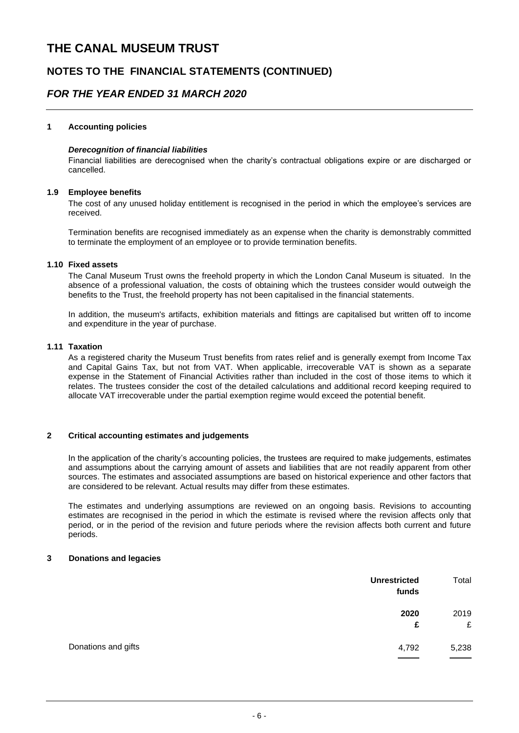# THE CANAL MUSEUM TRUST

## NOTES TO THE FINANCIAL STATEMENTS (CONTINUED)

## *FOR THE YEAR ENDED 31 MARCH 2020*

### 1 Accounting policies

***Derecognition of financial liabilities***

Financial liabilities are derecognised when the charity's contractual obligations expire or are discharged or cancelled.

### 1.9 Employee benefits

The cost of any unused holiday entitlement is recognised in the period in which the employee's services are received.

Termination benefits are recognised immediately as an expense when the charity is demonstrably committed to terminate the employment of an employee or to provide termination benefits.

### 1.10 Fixed assets

The Canal Museum Trust owns the freehold property in which the London Canal Museum is situated. In the absence of a professional valuation, the costs of obtaining which the trustees consider would outweigh the benefits to the Trust, the freehold property has not been capitalised in the financial statements.

In addition, the museum's artifacts, exhibition materials and fittings are capitalised but written off to income and expenditure in the year of purchase.

### 1.11 Taxation

As a registered charity the Museum Trust benefits from rates relief and is generally exempt from Income Tax and Capital Gains Tax, but not from VAT. When applicable, irrecoverable VAT is shown as a separate expense in the Statement of Financial Activities rather than included in the cost of those items to which it relates. The trustees consider the cost of the detailed calculations and additional record keeping required to allocate VAT irrecoverable under the partial exemption regime would exceed the potential benefit.

### 2 Critical accounting estimates and judgements

In the application of the charity's accounting policies, the trustees are required to make judgements, estimates and assumptions about the carrying amount of assets and liabilities that are not readily apparent from other sources. The estimates and associated assumptions are based on historical experience and other factors that are considered to be relevant. Actual results may differ from these estimates.

The estimates and underlying assumptions are reviewed on an ongoing basis. Revisions to accounting estimates are recognised in the period in which the estimate is revised where the revision affects only that period, or in the period of the revision and future periods where the revision affects both current and future periods.

### 3 Donations and legacies

| | **Unrestricted funds** | Total |
|---|---|---|
| | **2020** | 2019 |
| | **£** | £ |
| Donations and gifts | 4,792 | 5,238 |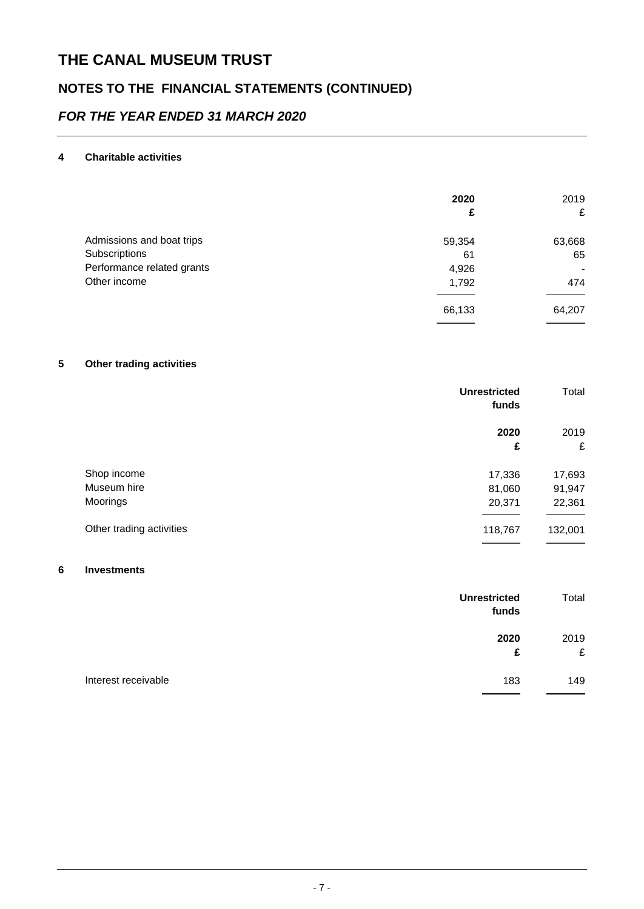# THE CANAL MUSEUM TRUST

## NOTES TO THE FINANCIAL STATEMENTS (CONTINUED)

### *FOR THE YEAR ENDED 31 MARCH 2020*

**4 Charitable activities**

| | **2020** | 2019 |
|---|---|---|
| | **£** | £ |
| Admissions and boat trips | 59,354 | 63,668 |
| Subscriptions | 61 | 65 |
| Performance related grants | 4,926 | - |
| Other income | 1,792 | 474 |
| | 66,133 | 64,207 |

**5 Other trading activities**

| | **Unrestricted funds** | Total |
|---|---|---|
| | **2020** | 2019 |
| | **£** | £ |
| Shop income | 17,336 | 17,693 |
| Museum hire | 81,060 | 91,947 |
| Moorings | 20,371 | 22,361 |
| Other trading activities | 118,767 | 132,001 |

**6 Investments**

| | **Unrestricted funds** | Total |
|---|---|---|
| | **2020** | 2019 |
| | **£** | £ |
| Interest receivable | 183 | 149 |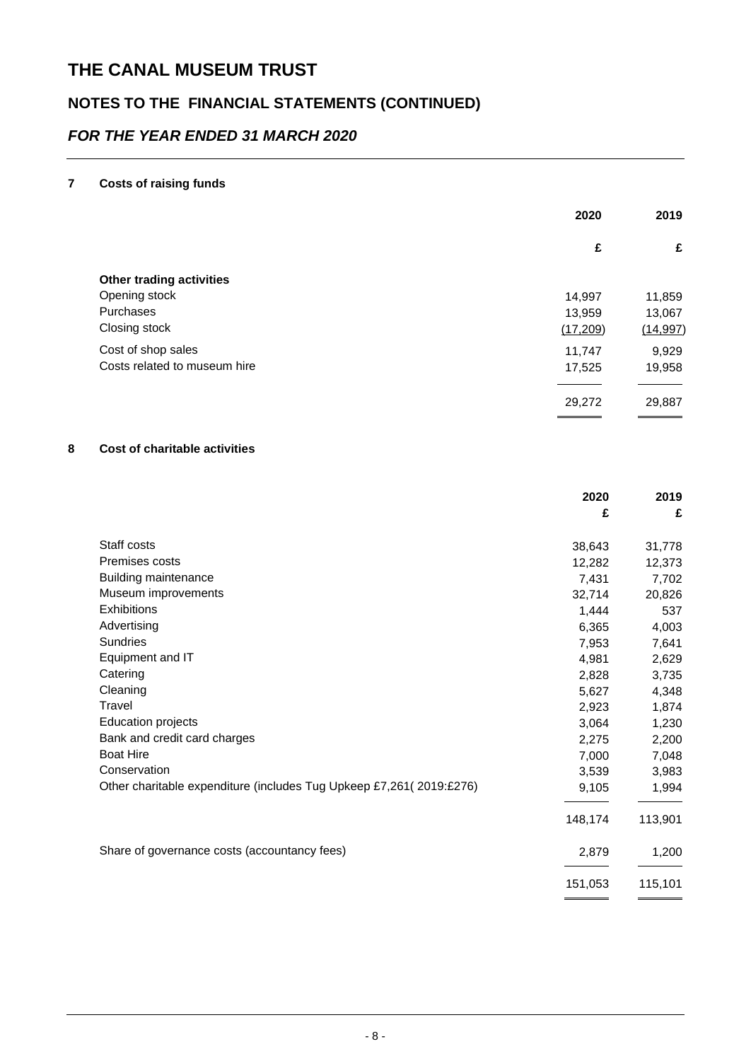# THE CANAL MUSEUM TRUST

## NOTES TO THE FINANCIAL STATEMENTS (CONTINUED)

### *FOR THE YEAR ENDED 31 MARCH 2020*

**7 Costs of raising funds**

| | 2020 | 2019 |
|---|---|---|
| | £ | £ |
| **Other trading activities** | | |
| Opening stock | 14,997 | 11,859 |
| Purchases | 13,959 | 13,067 |
| Closing stock | (17,209) | (14,997) |
| Cost of shop sales | 11,747 | 9,929 |
| Costs related to museum hire | 17,525 | 19,958 |
| | 29,272 | 29,887 |

**8 Cost of charitable activities**

| | 2020 | 2019 |
|---|---|---|
| | £ | £ |
| Staff costs | 38,643 | 31,778 |
| Premises costs | 12,282 | 12,373 |
| Building maintenance | 7,431 | 7,702 |
| Museum improvements | 32,714 | 20,826 |
| Exhibitions | 1,444 | 537 |
| Advertising | 6,365 | 4,003 |
| Sundries | 7,953 | 7,641 |
| Equipment and IT | 4,981 | 2,629 |
| Catering | 2,828 | 3,735 |
| Cleaning | 5,627 | 4,348 |
| Travel | 2,923 | 1,874 |
| Education projects | 3,064 | 1,230 |
| Bank and credit card charges | 2,275 | 2,200 |
| Boat Hire | 7,000 | 7,048 |
| Conservation | 3,539 | 3,983 |
| Other charitable expenditure (includes Tug Upkeep £7,261( 2019:£276) | 9,105 | 1,994 |
| | 148,174 | 113,901 |
| Share of governance costs (accountancy fees) | 2,879 | 1,200 |
| | 151,053 | 115,101 |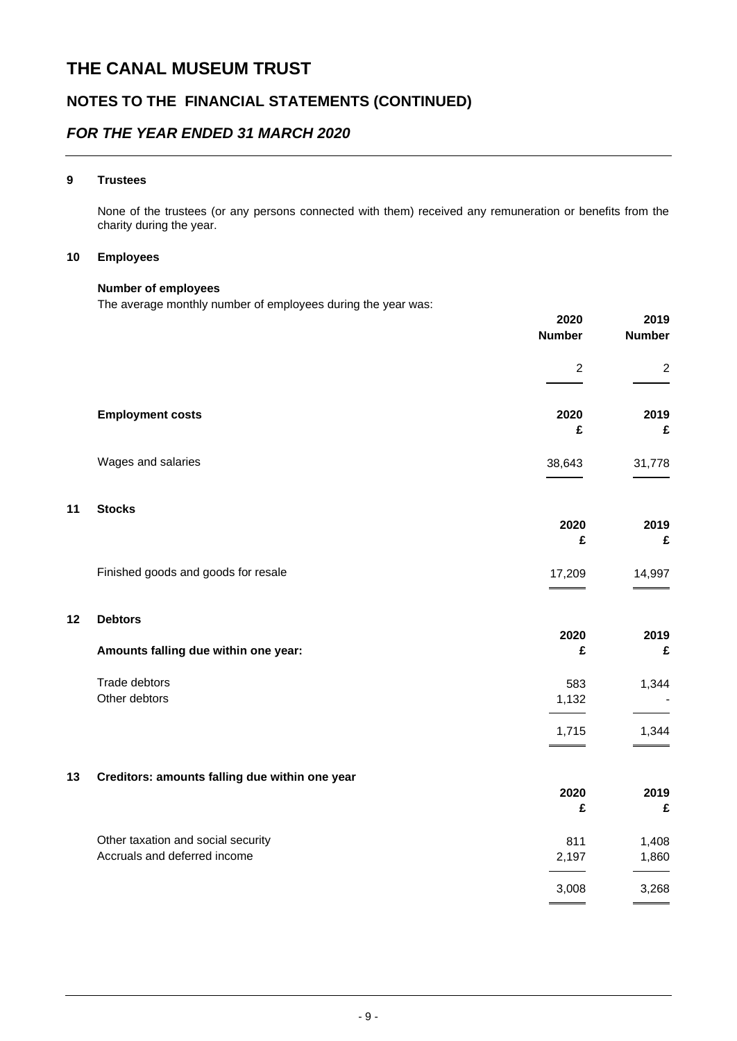# THE CANAL MUSEUM TRUST

## NOTES TO THE FINANCIAL STATEMENTS (CONTINUED)

### *FOR THE YEAR ENDED 31 MARCH 2020*

**9 Trustees**

None of the trustees (or any persons connected with them) received any remuneration or benefits from the charity during the year.

**10 Employees**

**Number of employees**

The average monthly number of employees during the year was:

| | 2020 Number | 2019 Number |
|---|---|---|
| | 2 | 2 |

| **Employment costs** | 2020 £ | 2019 £ |
|---|---|---|
| Wages and salaries | 38,643 | 31,778 |

**11 Stocks**

| | 2020 £ | 2019 £ |
|---|---|---|
| Finished goods and goods for resale | 17,209 | 14,997 |

**12 Debtors**

| **Amounts falling due within one year:** | 2020 £ | 2019 £ |
|---|---|---|
| Trade debtors | 583 | 1,344 |
| Other debtors | 1,132 | - |
| | 1,715 | 1,344 |

**13 Creditors: amounts falling due within one year**

| | 2020 £ | 2019 £ |
|---|---|---|
| Other taxation and social security | 811 | 1,408 |
| Accruals and deferred income | 2,197 | 1,860 |
| | 3,008 | 3,268 |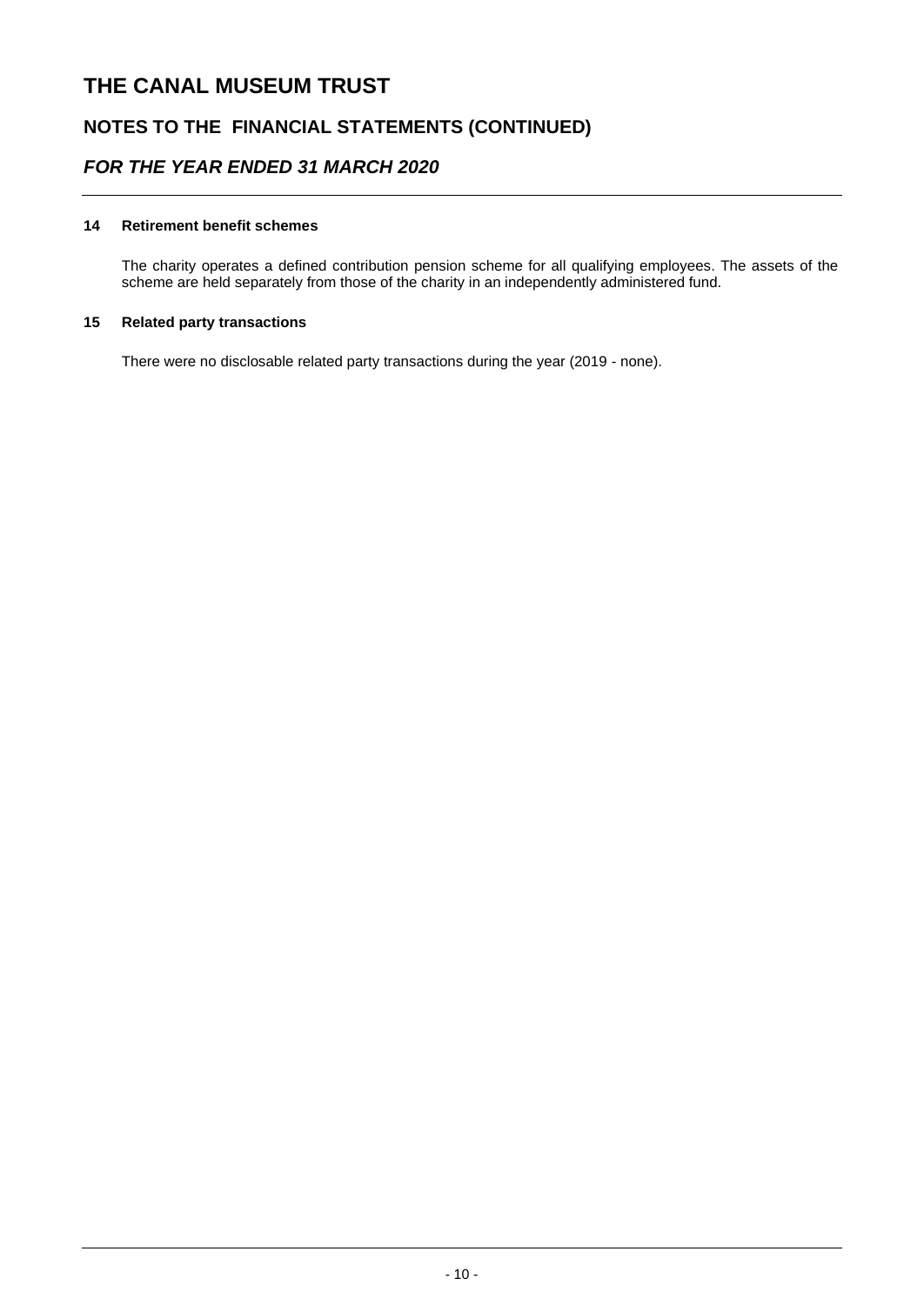# THE CANAL MUSEUM TRUST

## NOTES TO THE FINANCIAL STATEMENTS (CONTINUED)

### *FOR THE YEAR ENDED 31 MARCH 2020*

**14 Retirement benefit schemes**

The charity operates a defined contribution pension scheme for all qualifying employees. The assets of the scheme are held separately from those of the charity in an independently administered fund.

**15 Related party transactions**

There were no disclosable related party transactions during the year (2019 - none).